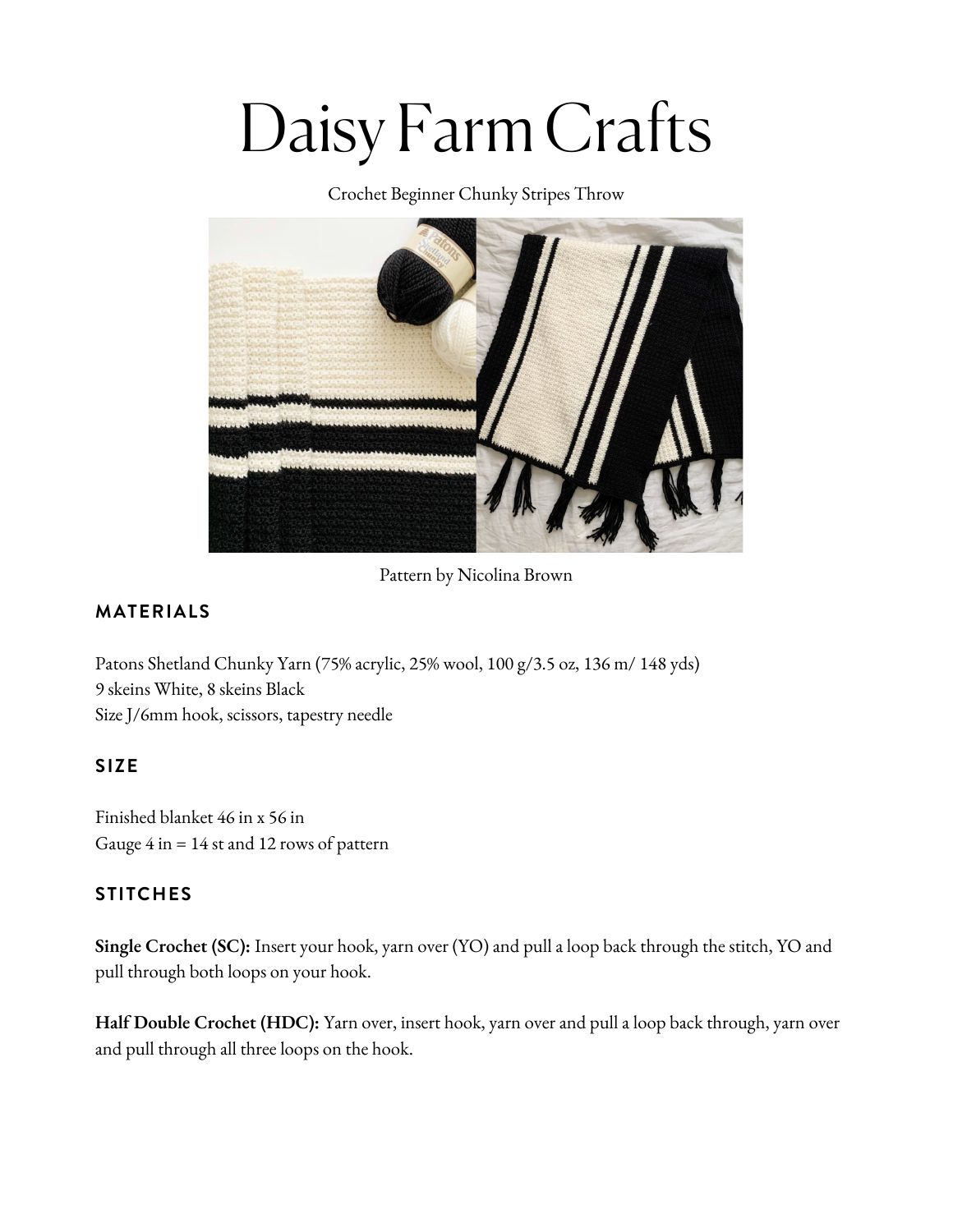# Daisy Farm Crafts

Crochet Beginner Chunky Stripes Throw

Pattern by Nicolina Brown

## MATERIALS

Patons Shetland Chunky Yarn (75% acrylic, 25% wool, 100 g/3.5 oz, 136 m/ 148 yds)
9 skeins White, 8 skeins Black
Size J/6mm hook, scissors, tapestry needle

## SIZE

Finished blanket 46 in x 56 in
Gauge 4 in = 14 st and 12 rows of pattern

## STITCHES

**Single Crochet (SC):** Insert your hook, yarn over (YO) and pull a loop back through the stitch, YO and pull through both loops on your hook.

**Half Double Crochet (HDC):** Yarn over, insert hook, yarn over and pull a loop back through, yarn over and pull through all three loops on the hook.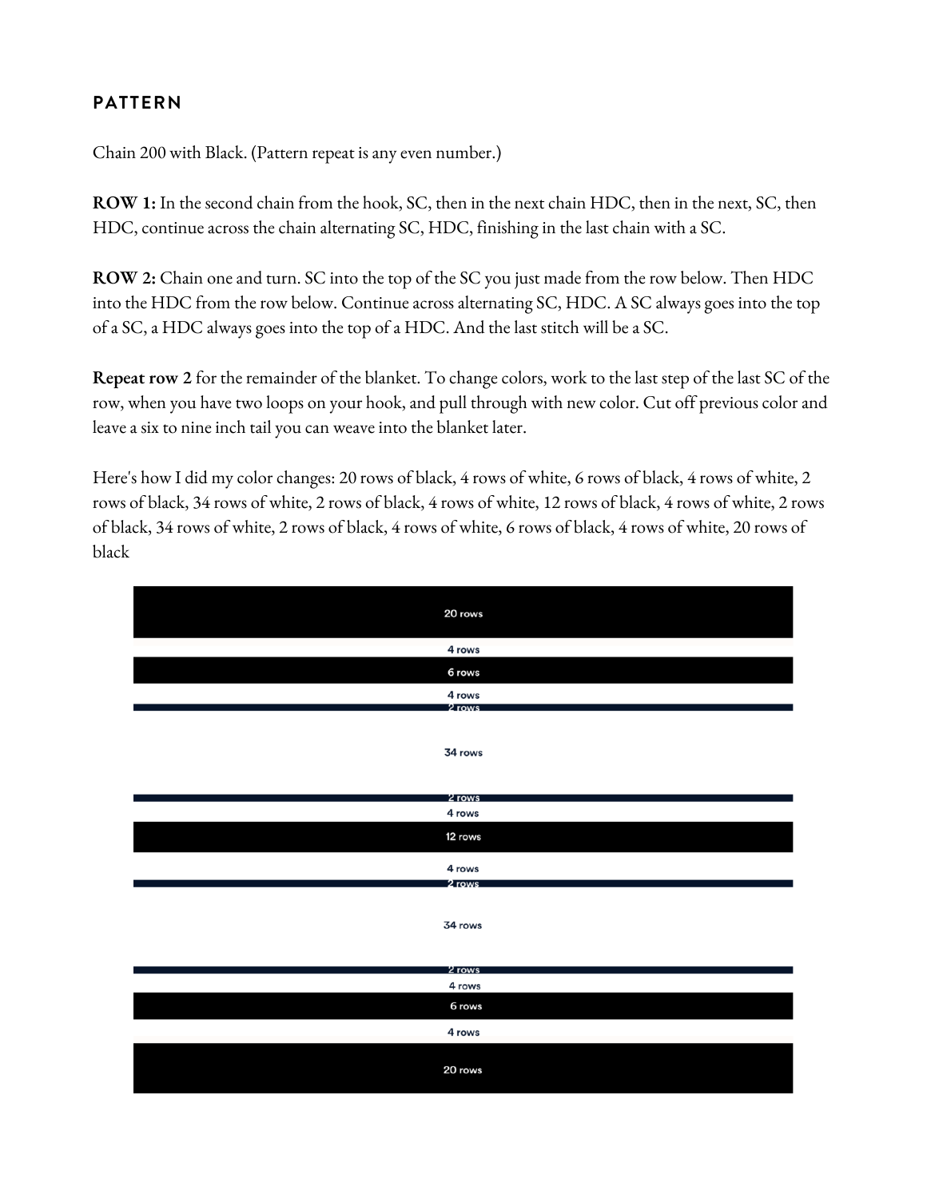## PATTERN

Chain 200 with Black. (Pattern repeat is any even number.)

**ROW 1:** In the second chain from the hook, SC, then in the next chain HDC, then in the next, SC, then HDC, continue across the chain alternating SC, HDC, finishing in the last chain with a SC.

**ROW 2:** Chain one and turn. SC into the top of the SC you just made from the row below. Then HDC into the HDC from the row below. Continue across alternating SC, HDC. A SC always goes into the top of a SC, a HDC always goes into the top of a HDC. And the last stitch will be a SC.

**Repeat row 2** for the remainder of the blanket. To change colors, work to the last step of the last SC of the row, when you have two loops on your hook, and pull through with new color. Cut off previous color and leave a six to nine inch tail you can weave into the blanket later.

Here's how I did my color changes: 20 rows of black, 4 rows of white, 6 rows of black, 4 rows of white, 2 rows of black, 34 rows of white, 2 rows of black, 4 rows of white, 12 rows of black, 4 rows of white, 2 rows of black, 34 rows of white, 2 rows of black, 4 rows of white, 6 rows of black, 4 rows of white, 20 rows of black

20 rows
4 rows
6 rows
4 rows
2 rows
34 rows
2 rows
4 rows
12 rows
4 rows
2 rows
34 rows
2 rows
4 rows
6 rows
4 rows
20 rows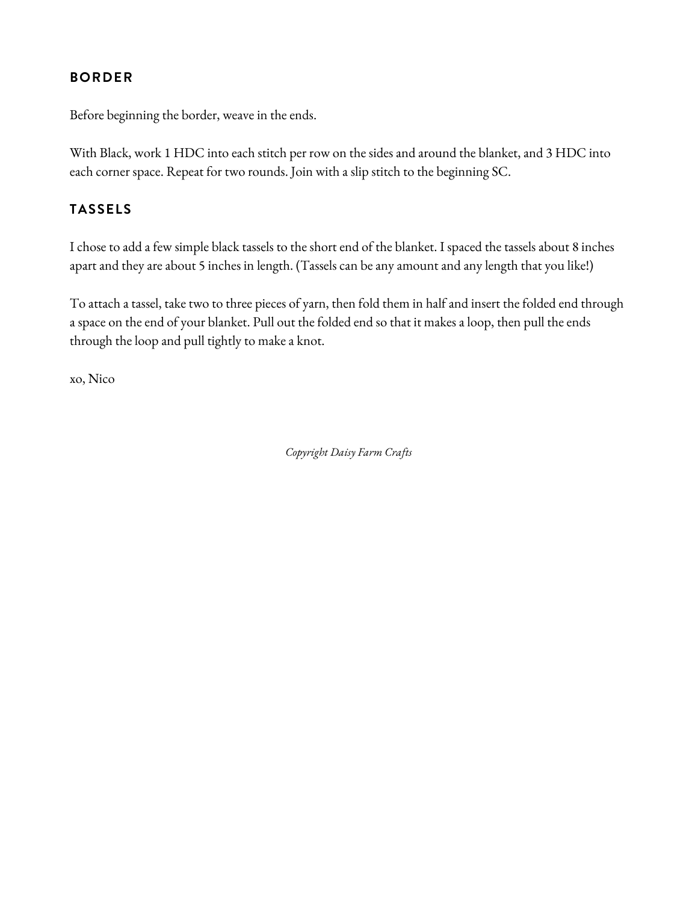## BORDER

Before beginning the border, weave in the ends.

With Black, work 1 HDC into each stitch per row on the sides and around the blanket, and 3 HDC into each corner space. Repeat for two rounds. Join with a slip stitch to the beginning SC.

## TASSELS

I chose to add a few simple black tassels to the short end of the blanket. I spaced the tassels about 8 inches apart and they are about 5 inches in length. (Tassels can be any amount and any length that you like!)

To attach a tassel, take two to three pieces of yarn, then fold them in half and insert the folded end through a space on the end of your blanket. Pull out the folded end so that it makes a loop, then pull the ends through the loop and pull tightly to make a knot.

xo, Nico

*Copyright Daisy Farm Crafts*